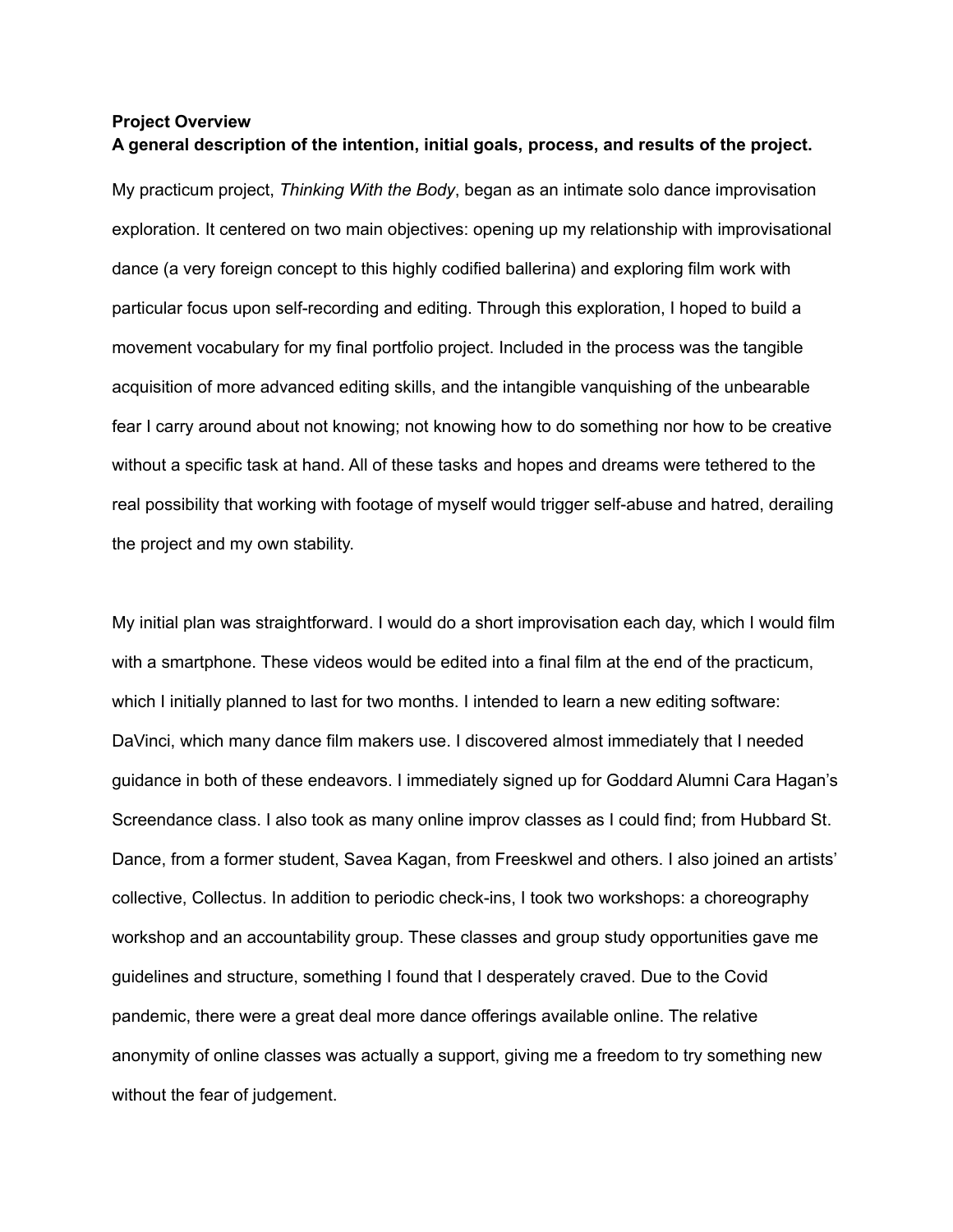**Project Overview**

**A general description of the intention, initial goals, process, and results of the project.**

My practicum project, *Thinking With the Body*, began as an intimate solo dance improvisation exploration. It centered on two main objectives: opening up my relationship with improvisational dance (a very foreign concept to this highly codified ballerina) and exploring film work with particular focus upon self-recording and editing. Through this exploration, I hoped to build a movement vocabulary for my final portfolio project. Included in the process was the tangible acquisition of more advanced editing skills, and the intangible vanquishing of the unbearable fear I carry around about not knowing; not knowing how to do something nor how to be creative without a specific task at hand. All of these tasks and hopes and dreams were tethered to the real possibility that working with footage of myself would trigger self-abuse and hatred, derailing the project and my own stability.

My initial plan was straightforward. I would do a short improvisation each day, which I would film with a smartphone. These videos would be edited into a final film at the end of the practicum, which I initially planned to last for two months. I intended to learn a new editing software: DaVinci, which many dance film makers use. I discovered almost immediately that I needed guidance in both of these endeavors. I immediately signed up for Goddard Alumni Cara Hagan's Screendance class. I also took as many online improv classes as I could find; from Hubbard St. Dance, from a former student, Savea Kagan, from Freeskwel and others. I also joined an artists' collective, Collectus. In addition to periodic check-ins, I took two workshops: a choreography workshop and an accountability group. These classes and group study opportunities gave me guidelines and structure, something I found that I desperately craved. Due to the Covid pandemic, there were a great deal more dance offerings available online. The relative anonymity of online classes was actually a support, giving me a freedom to try something new without the fear of judgement.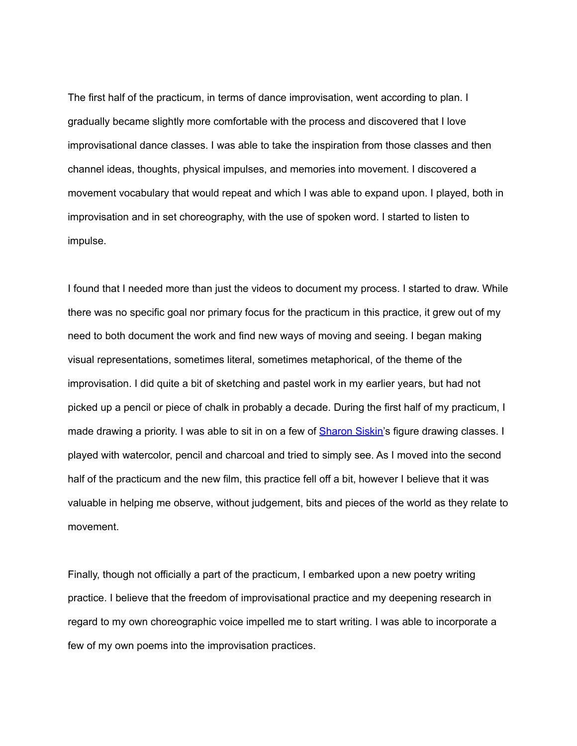The first half of the practicum, in terms of dance improvisation, went according to plan. I gradually became slightly more comfortable with the process and discovered that I love improvisational dance classes. I was able to take the inspiration from those classes and then channel ideas, thoughts, physical impulses, and memories into movement. I discovered a movement vocabulary that would repeat and which I was able to expand upon. I played, both in improvisation and in set choreography, with the use of spoken word. I started to listen to impulse.

I found that I needed more than just the videos to document my process. I started to draw. While there was no specific goal nor primary focus for the practicum in this practice, it grew out of my need to both document the work and find new ways of moving and seeing. I began making visual representations, sometimes literal, sometimes metaphorical, of the theme of the improvisation. I did quite a bit of sketching and pastel work in my earlier years, but had not picked up a pencil or piece of chalk in probably a decade. During the first half of my practicum, I made drawing a priority. I was able to sit in on a few of Sharon Siskin's figure drawing classes. I played with watercolor, pencil and charcoal and tried to simply see. As I moved into the second half of the practicum and the new film, this practice fell off a bit, however I believe that it was valuable in helping me observe, without judgement, bits and pieces of the world as they relate to movement.

Finally, though not officially a part of the practicum, I embarked upon a new poetry writing practice. I believe that the freedom of improvisational practice and my deepening research in regard to my own choreographic voice impelled me to start writing. I was able to incorporate a few of my own poems into the improvisation practices.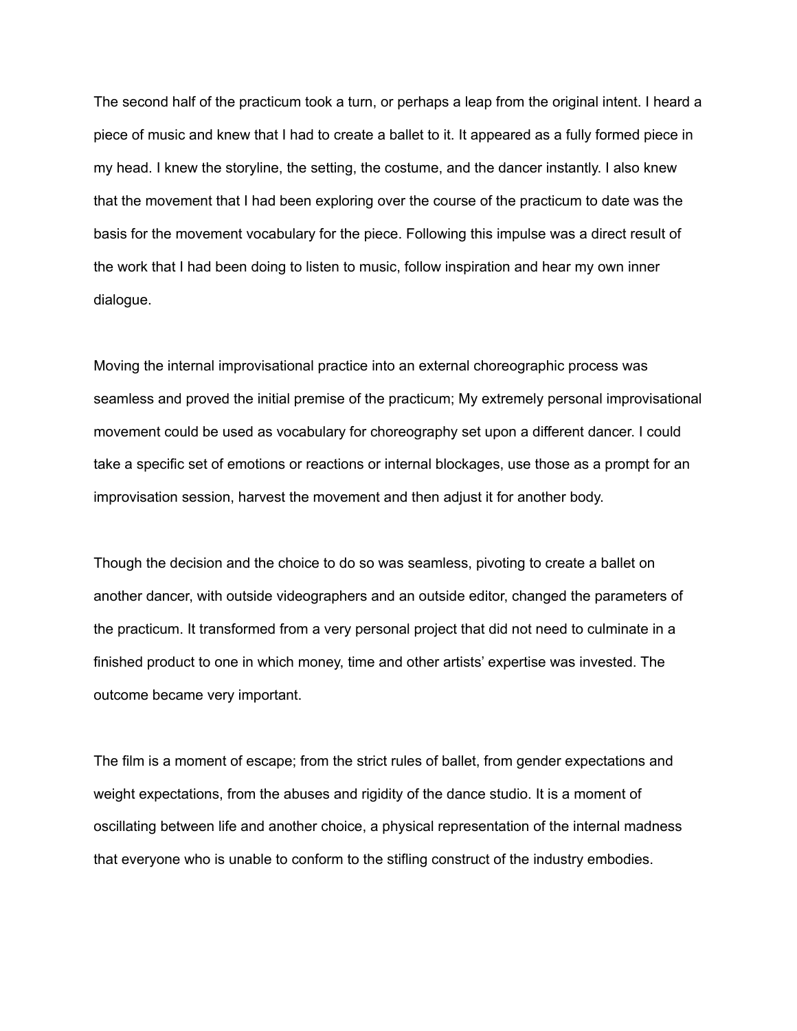The second half of the practicum took a turn, or perhaps a leap from the original intent. I heard a piece of music and knew that I had to create a ballet to it. It appeared as a fully formed piece in my head. I knew the storyline, the setting, the costume, and the dancer instantly. I also knew that the movement that I had been exploring over the course of the practicum to date was the basis for the movement vocabulary for the piece. Following this impulse was a direct result of the work that I had been doing to listen to music, follow inspiration and hear my own inner dialogue.

Moving the internal improvisational practice into an external choreographic process was seamless and proved the initial premise of the practicum; My extremely personal improvisational movement could be used as vocabulary for choreography set upon a different dancer. I could take a specific set of emotions or reactions or internal blockages, use those as a prompt for an improvisation session, harvest the movement and then adjust it for another body.

Though the decision and the choice to do so was seamless, pivoting to create a ballet on another dancer, with outside videographers and an outside editor, changed the parameters of the practicum. It transformed from a very personal project that did not need to culminate in a finished product to one in which money, time and other artists' expertise was invested. The outcome became very important.

The film is a moment of escape; from the strict rules of ballet, from gender expectations and weight expectations, from the abuses and rigidity of the dance studio. It is a moment of oscillating between life and another choice, a physical representation of the internal madness that everyone who is unable to conform to the stifling construct of the industry embodies.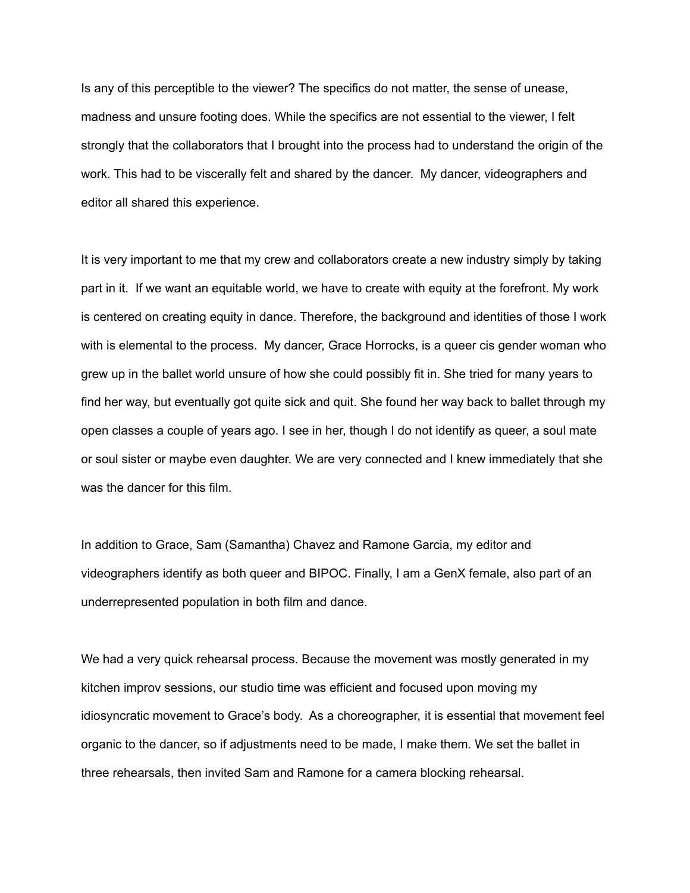Is any of this perceptible to the viewer? The specifics do not matter, the sense of unease, madness and unsure footing does. While the specifics are not essential to the viewer, I felt strongly that the collaborators that I brought into the process had to understand the origin of the work. This had to be viscerally felt and shared by the dancer. My dancer, videographers and editor all shared this experience.

It is very important to me that my crew and collaborators create a new industry simply by taking part in it. If we want an equitable world, we have to create with equity at the forefront. My work is centered on creating equity in dance. Therefore, the background and identities of those I work with is elemental to the process. My dancer, Grace Horrocks, is a queer cis gender woman who grew up in the ballet world unsure of how she could possibly fit in. She tried for many years to find her way, but eventually got quite sick and quit. She found her way back to ballet through my open classes a couple of years ago. I see in her, though I do not identify as queer, a soul mate or soul sister or maybe even daughter. We are very connected and I knew immediately that she was the dancer for this film.

In addition to Grace, Sam (Samantha) Chavez and Ramone Garcia, my editor and videographers identify as both queer and BIPOC. Finally, I am a GenX female, also part of an underrepresented population in both film and dance.

We had a very quick rehearsal process. Because the movement was mostly generated in my kitchen improv sessions, our studio time was efficient and focused upon moving my idiosyncratic movement to Grace's body. As a choreographer, it is essential that movement feel organic to the dancer, so if adjustments need to be made, I make them. We set the ballet in three rehearsals, then invited Sam and Ramone for a camera blocking rehearsal.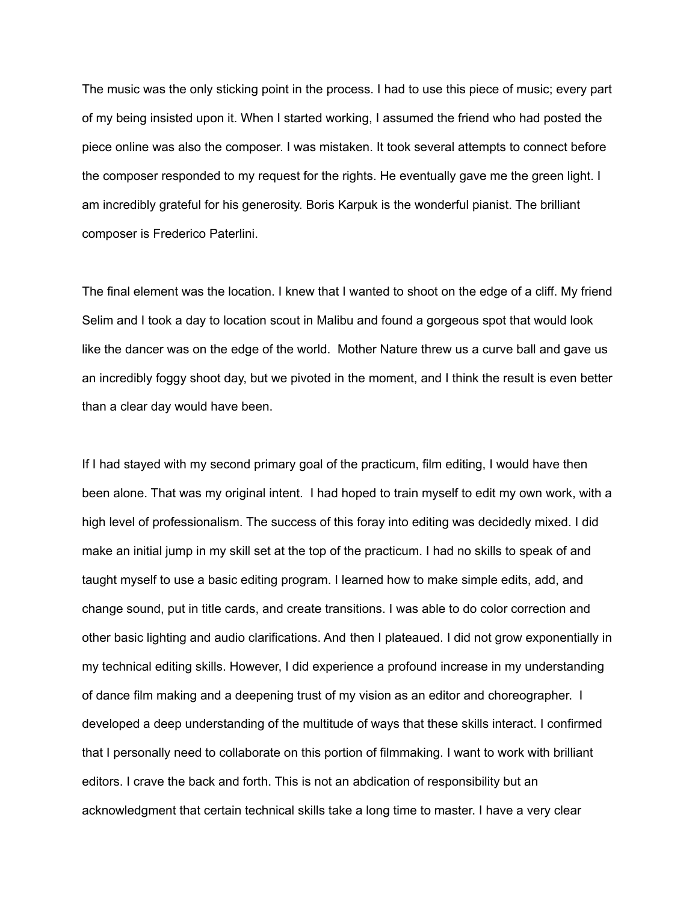The music was the only sticking point in the process. I had to use this piece of music; every part of my being insisted upon it. When I started working, I assumed the friend who had posted the piece online was also the composer. I was mistaken. It took several attempts to connect before the composer responded to my request for the rights. He eventually gave me the green light. I am incredibly grateful for his generosity. Boris Karpuk is the wonderful pianist. The brilliant composer is Frederico Paterlini.

The final element was the location. I knew that I wanted to shoot on the edge of a cliff. My friend Selim and I took a day to location scout in Malibu and found a gorgeous spot that would look like the dancer was on the edge of the world. Mother Nature threw us a curve ball and gave us an incredibly foggy shoot day, but we pivoted in the moment, and I think the result is even better than a clear day would have been.

If I had stayed with my second primary goal of the practicum, film editing, I would have then been alone. That was my original intent. I had hoped to train myself to edit my own work, with a high level of professionalism. The success of this foray into editing was decidedly mixed. I did make an initial jump in my skill set at the top of the practicum. I had no skills to speak of and taught myself to use a basic editing program. I learned how to make simple edits, add, and change sound, put in title cards, and create transitions. I was able to do color correction and other basic lighting and audio clarifications. And then I plateaued. I did not grow exponentially in my technical editing skills. However, I did experience a profound increase in my understanding of dance film making and a deepening trust of my vision as an editor and choreographer. I developed a deep understanding of the multitude of ways that these skills interact. I confirmed that I personally need to collaborate on this portion of filmmaking. I want to work with brilliant editors. I crave the back and forth. This is not an abdication of responsibility but an acknowledgment that certain technical skills take a long time to master. I have a very clear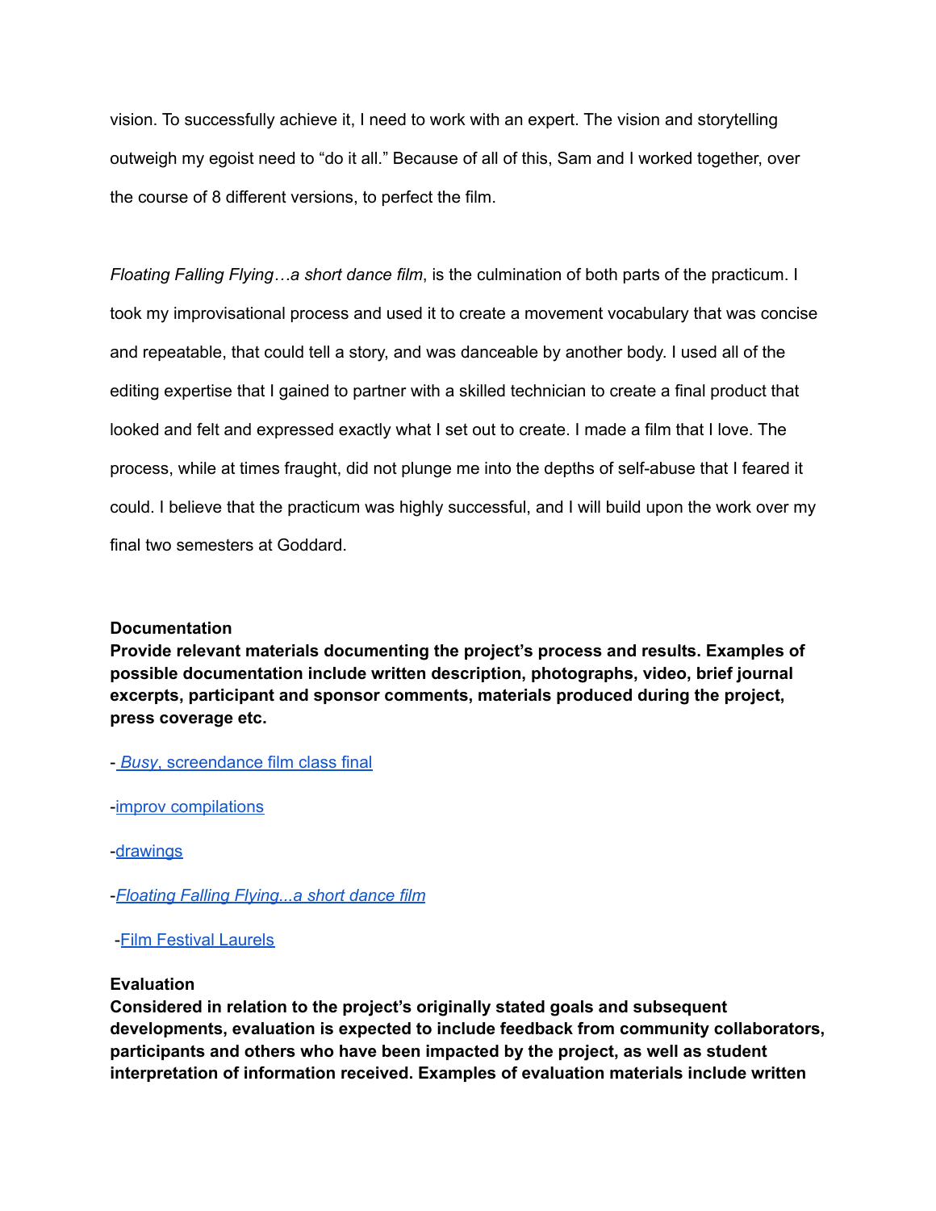vision. To successfully achieve it, I need to work with an expert. The vision and storytelling outweigh my egoist need to "do it all." Because of all of this, Sam and I worked together, over the course of 8 different versions, to perfect the film.

*Floating Falling Flying…a short dance film*, is the culmination of both parts of the practicum. I took my improvisational process and used it to create a movement vocabulary that was concise and repeatable, that could tell a story, and was danceable by another body. I used all of the editing expertise that I gained to partner with a skilled technician to create a final product that looked and felt and expressed exactly what I set out to create. I made a film that I love. The process, while at times fraught, did not plunge me into the depths of self-abuse that I feared it could. I believe that the practicum was highly successful, and I will build upon the work over my final two semesters at Goddard.

**Documentation**
**Provide relevant materials documenting the project's process and results. Examples of possible documentation include written description, photographs, video, brief journal excerpts, participant and sponsor comments, materials produced during the project, press coverage etc.**

- *Busy*, screendance film class final

-improv compilations

-drawings

-*Floating Falling Flying...a short dance film*

-Film Festival Laurels

**Evaluation**
**Considered in relation to the project's originally stated goals and subsequent developments, evaluation is expected to include feedback from community collaborators, participants and others who have been impacted by the project, as well as student interpretation of information received. Examples of evaluation materials include written**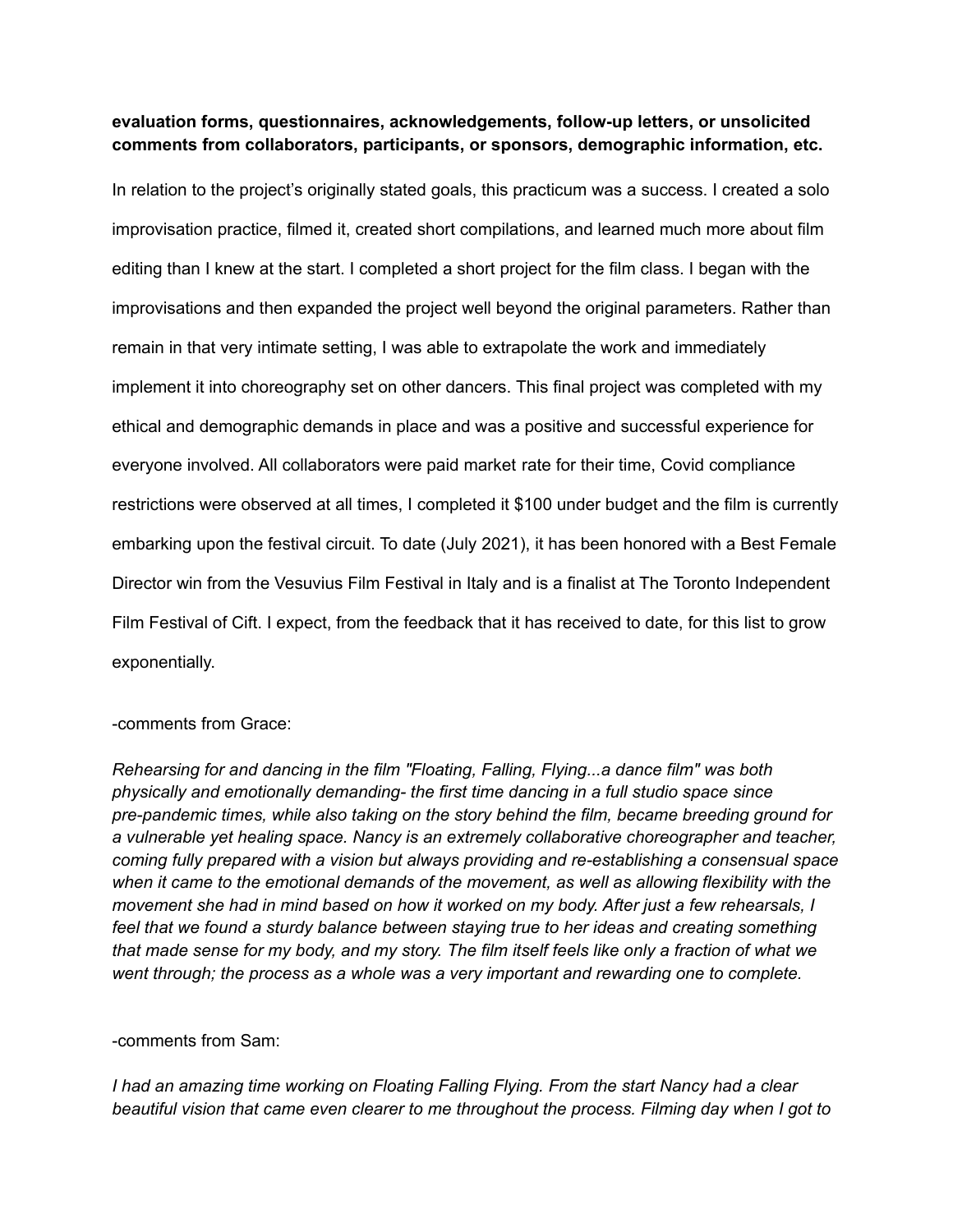**evaluation forms, questionnaires, acknowledgements, follow-up letters, or unsolicited comments from collaborators, participants, or sponsors, demographic information, etc.**

In relation to the project's originally stated goals, this practicum was a success. I created a solo improvisation practice, filmed it, created short compilations, and learned much more about film editing than I knew at the start. I completed a short project for the film class. I began with the improvisations and then expanded the project well beyond the original parameters. Rather than remain in that very intimate setting, I was able to extrapolate the work and immediately implement it into choreography set on other dancers. This final project was completed with my ethical and demographic demands in place and was a positive and successful experience for everyone involved. All collaborators were paid market rate for their time, Covid compliance restrictions were observed at all times, I completed it $100 under budget and the film is currently embarking upon the festival circuit. To date (July 2021), it has been honored with a Best Female Director win from the Vesuvius Film Festival in Italy and is a finalist at The Toronto Independent Film Festival of Cift. I expect, from the feedback that it has received to date, for this list to grow exponentially.

-comments from Grace:

*Rehearsing for and dancing in the film "Floating, Falling, Flying...a dance film" was both physically and emotionally demanding- the first time dancing in a full studio space since pre-pandemic times, while also taking on the story behind the film, became breeding ground for a vulnerable yet healing space. Nancy is an extremely collaborative choreographer and teacher, coming fully prepared with a vision but always providing and re-establishing a consensual space when it came to the emotional demands of the movement, as well as allowing flexibility with the movement she had in mind based on how it worked on my body. After just a few rehearsals, I feel that we found a sturdy balance between staying true to her ideas and creating something that made sense for my body, and my story. The film itself feels like only a fraction of what we went through; the process as a whole was a very important and rewarding one to complete.*

-comments from Sam:

*I had an amazing time working on Floating Falling Flying. From the start Nancy had a clear beautiful vision that came even clearer to me throughout the process. Filming day when I got to*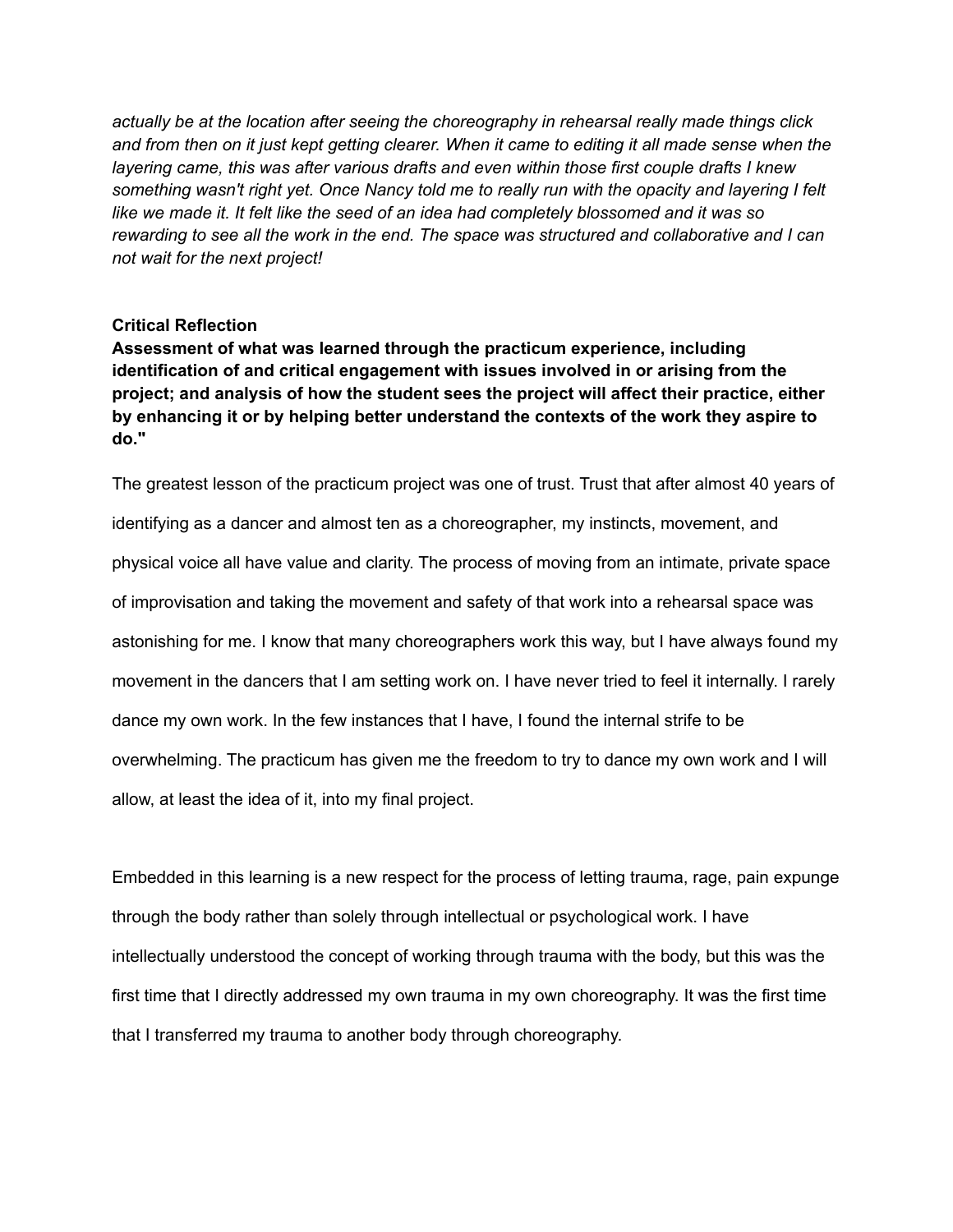*actually be at the location after seeing the choreography in rehearsal really made things click and from then on it just kept getting clearer. When it came to editing it all made sense when the layering came, this was after various drafts and even within those first couple drafts I knew something wasn't right yet. Once Nancy told me to really run with the opacity and layering I felt like we made it. It felt like the seed of an idea had completely blossomed and it was so rewarding to see all the work in the end. The space was structured and collaborative and I can not wait for the next project!*

**Critical Reflection**

**Assessment of what was learned through the practicum experience, including identification of and critical engagement with issues involved in or arising from the project; and analysis of how the student sees the project will affect their practice, either by enhancing it or by helping better understand the contexts of the work they aspire to do."**

The greatest lesson of the practicum project was one of trust. Trust that after almost 40 years of identifying as a dancer and almost ten as a choreographer, my instincts, movement, and physical voice all have value and clarity. The process of moving from an intimate, private space of improvisation and taking the movement and safety of that work into a rehearsal space was astonishing for me. I know that many choreographers work this way, but I have always found my movement in the dancers that I am setting work on. I have never tried to feel it internally. I rarely dance my own work. In the few instances that I have, I found the internal strife to be overwhelming. The practicum has given me the freedom to try to dance my own work and I will allow, at least the idea of it, into my final project.

Embedded in this learning is a new respect for the process of letting trauma, rage, pain expunge through the body rather than solely through intellectual or psychological work. I have intellectually understood the concept of working through trauma with the body, but this was the first time that I directly addressed my own trauma in my own choreography. It was the first time that I transferred my trauma to another body through choreography.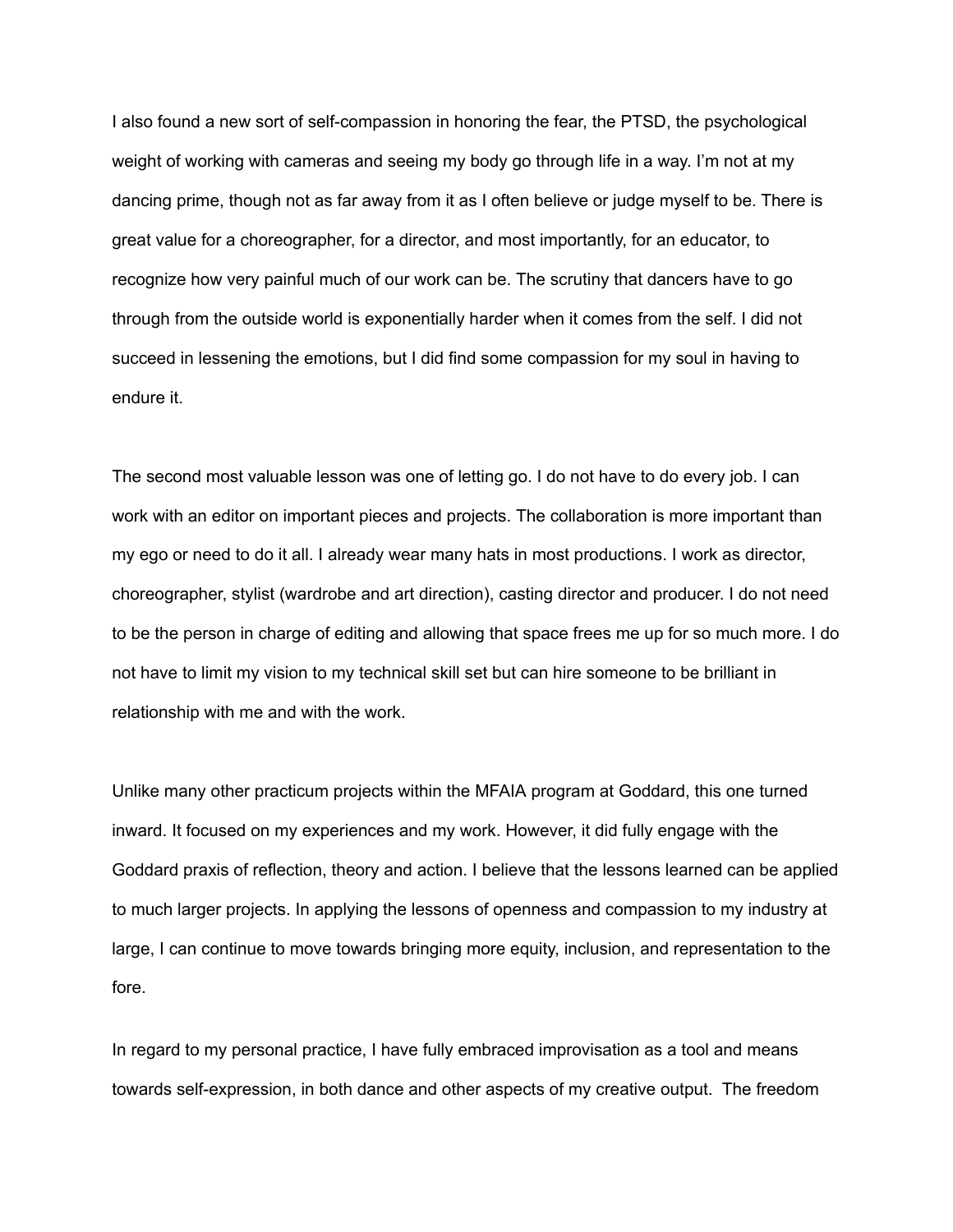I also found a new sort of self-compassion in honoring the fear, the PTSD, the psychological weight of working with cameras and seeing my body go through life in a way. I'm not at my dancing prime, though not as far away from it as I often believe or judge myself to be. There is great value for a choreographer, for a director, and most importantly, for an educator, to recognize how very painful much of our work can be. The scrutiny that dancers have to go through from the outside world is exponentially harder when it comes from the self. I did not succeed in lessening the emotions, but I did find some compassion for my soul in having to endure it.

The second most valuable lesson was one of letting go. I do not have to do every job. I can work with an editor on important pieces and projects. The collaboration is more important than my ego or need to do it all. I already wear many hats in most productions. I work as director, choreographer, stylist (wardrobe and art direction), casting director and producer. I do not need to be the person in charge of editing and allowing that space frees me up for so much more. I do not have to limit my vision to my technical skill set but can hire someone to be brilliant in relationship with me and with the work.

Unlike many other practicum projects within the MFAIA program at Goddard, this one turned inward. It focused on my experiences and my work. However, it did fully engage with the Goddard praxis of reflection, theory and action. I believe that the lessons learned can be applied to much larger projects. In applying the lessons of openness and compassion to my industry at large, I can continue to move towards bringing more equity, inclusion, and representation to the fore.

In regard to my personal practice, I have fully embraced improvisation as a tool and means towards self-expression, in both dance and other aspects of my creative output. The freedom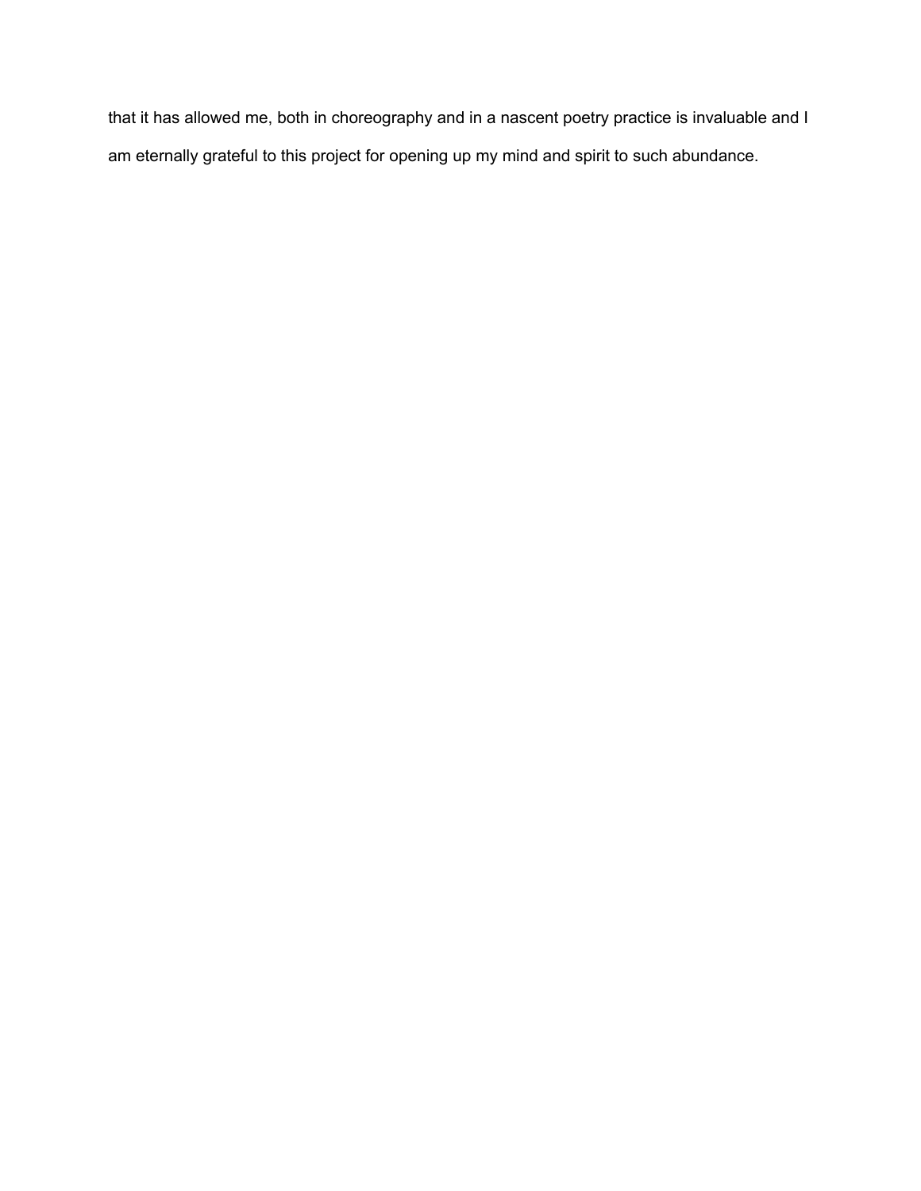that it has allowed me, both in choreography and in a nascent poetry practice is invaluable and I am eternally grateful to this project for opening up my mind and spirit to such abundance.